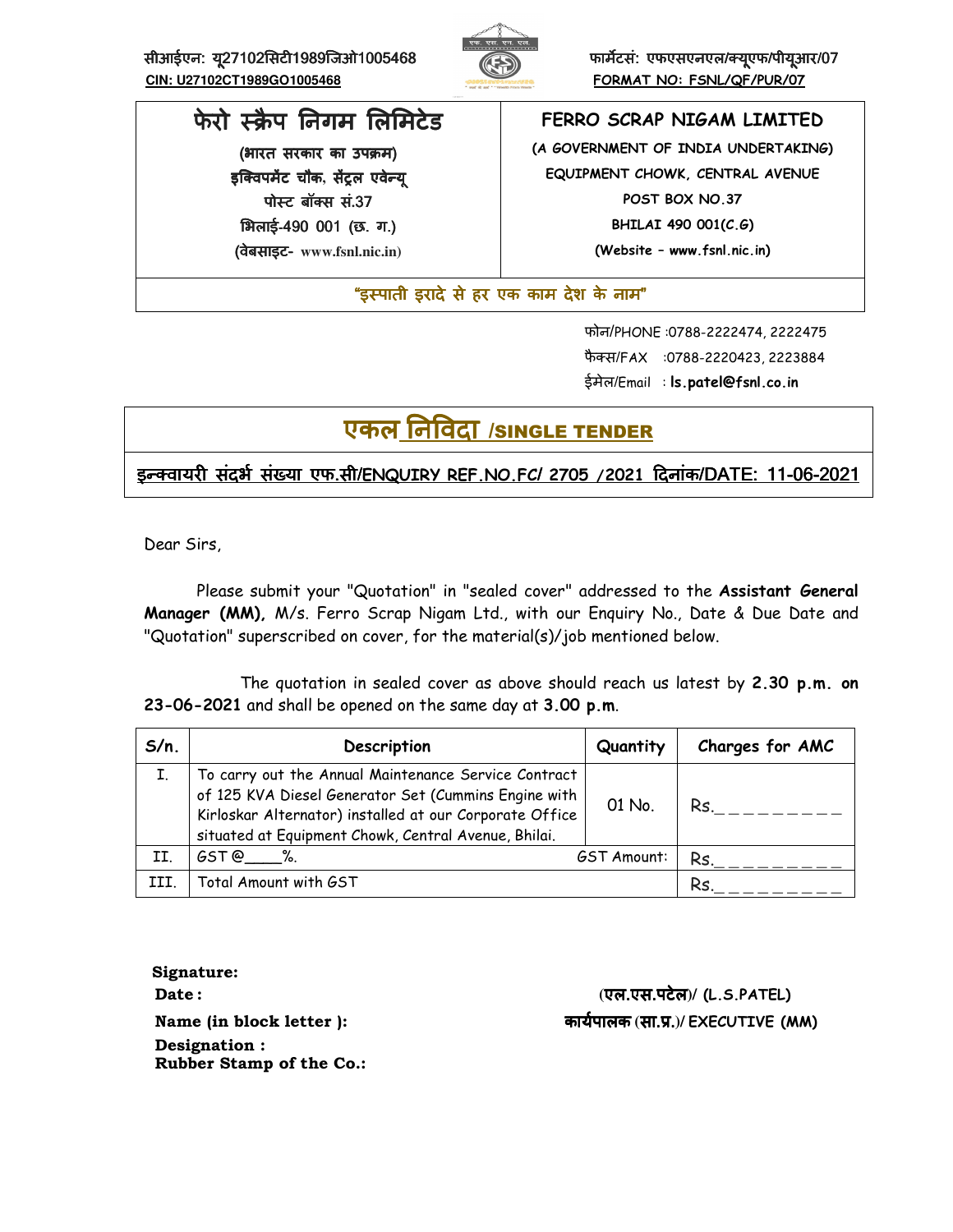सीआईएन: यू27102सिटी1989जिओ1005468
**CIN: U27102CT1989GO1005468**

फार्मेटसं: एफएसएनएल/क्यूएफ/पीयूआर/07
**FORMAT NO: FSNL/QF/PUR/07**

| फेरो स्क्रैप निगम लिमिटेड | FERRO SCRAP NIGAM LIMITED |
|---|---|
| (भारत सरकार का उपक्रम) | (A GOVERNMENT OF INDIA UNDERTAKING) |
| इक्विपमेंट चौक, सेंट्रल एवेन्यू | EQUIPMENT CHOWK, CENTRAL AVENUE |
| पोस्ट बॉक्स सं.37 | POST BOX NO.37 |
| भिलाई-490 001 (छ. ग.) | BHILAI 490 001(C.G) |
| (वेबसाइट- www.fsnl.nic.in) | (Website – www.fsnl.nic.in) |

**"इस्पाती इरादे से हर एक काम देश के नाम"**

फोन/PHONE :0788-2222474, 2222475
फैक्स/FAX :0788-2220423, 2223884
ईमेल/Email : **ls.patel@fsnl.co.in**

# एकल निविदा /SINGLE TENDER

**इन्क्वायरी संदर्भ संख्या एफ.सी/ENQUIRY REF.NO.FC/ 2705 /2021 दिनांक/DATE: 11-06-2021**

Dear Sirs,

Please submit your "Quotation" in "sealed cover" addressed to the **Assistant General Manager (MM),** M/s. Ferro Scrap Nigam Ltd., with our Enquiry No., Date & Due Date and "Quotation" superscribed on cover, for the material(s)/job mentioned below.

The quotation in sealed cover as above should reach us latest by **2.30 p.m. on 23-06-2021** and shall be opened on the same day at **3.00 p.m**.

| S/n. | Description | Quantity | Charges for AMC |
|---|---|---|---|
| I. | To carry out the Annual Maintenance Service Contract of 125 KVA Diesel Generator Set (Cummins Engine with Kirloskar Alternator) installed at our Corporate Office situated at Equipment Chowk, Central Avenue, Bhilai. | 01 No. | Rs.\_\_\_\_\_\_\_\_\_ |
| II. | GST @\_\_\_\_%. | GST Amount: | Rs.\_\_\_\_\_\_\_\_\_ |
| III. | Total Amount with GST | | Rs.\_\_\_\_\_\_\_\_\_ |

**Signature:**
**Date :**
**Name (in block letter ):**
**Designation :**
**Rubber Stamp of the Co.:**

**(एल.एस.पटेल)/ (L.S.PATEL)**
**कार्यपालक (सा.प्र.)/ EXECUTIVE (MM)**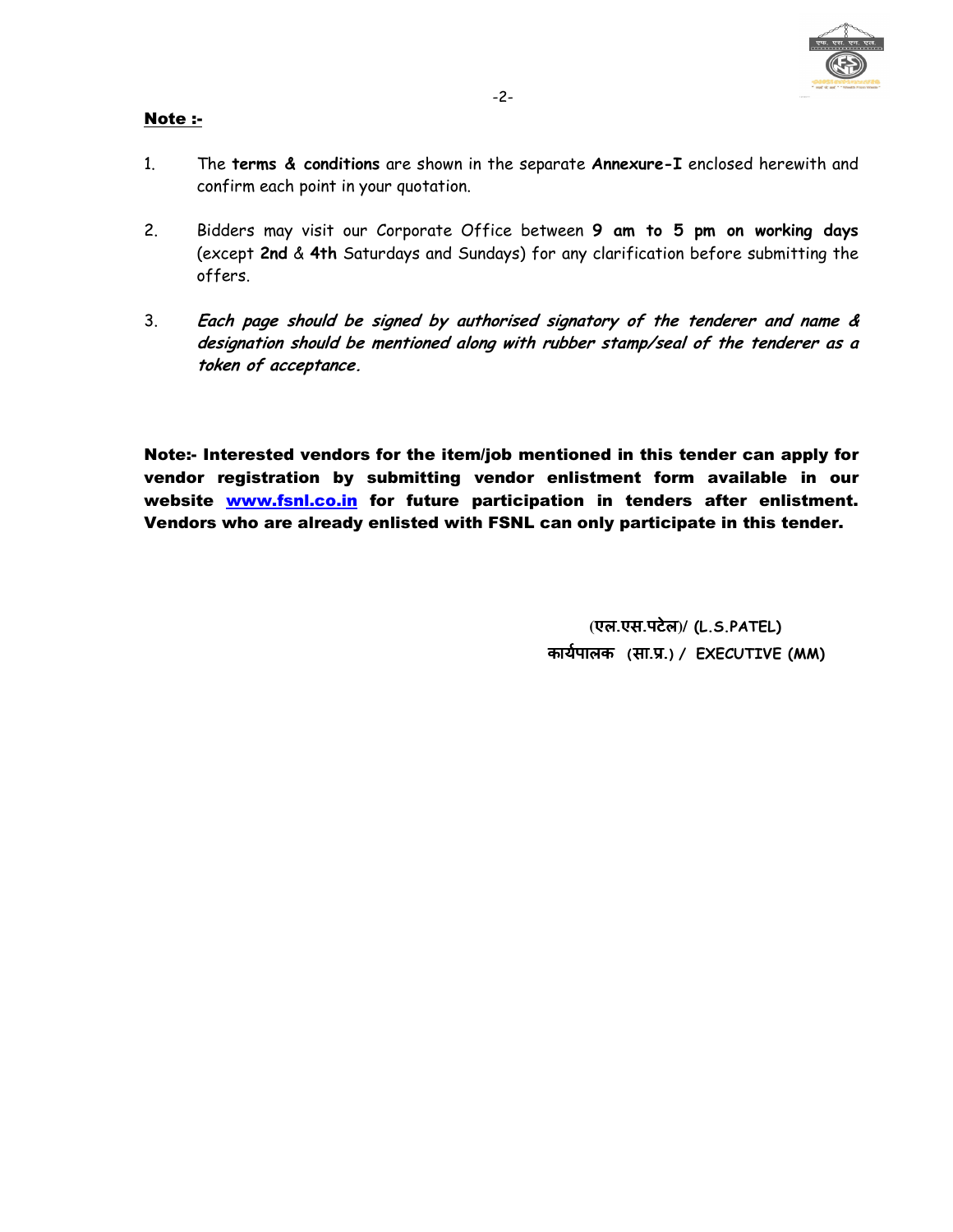**Note :-**

1. The **terms & conditions** are shown in the separate **Annexure-I** enclosed herewith and confirm each point in your quotation.

2. Bidders may visit our Corporate Office between **9 am to 5 pm on working days** (except **2nd** & **4th** Saturdays and Sundays) for any clarification before submitting the offers.

3. ***Each page should be signed by authorised signatory of the tenderer and name & designation should be mentioned along with rubber stamp/seal of the tenderer as a token of acceptance.***

**Note:- Interested vendors for the item/job mentioned in this tender can apply for vendor registration by submitting vendor enlistment form available in our website [www.fsnl.co.in](http://www.fsnl.co.in) for future participation in tenders after enlistment. Vendors who are already enlisted with FSNL can only participate in this tender.**

**(एल.एस.पटेल)/ (L.S.PATEL)**
**कार्यपालक (सा.प्र.) / EXECUTIVE (MM)**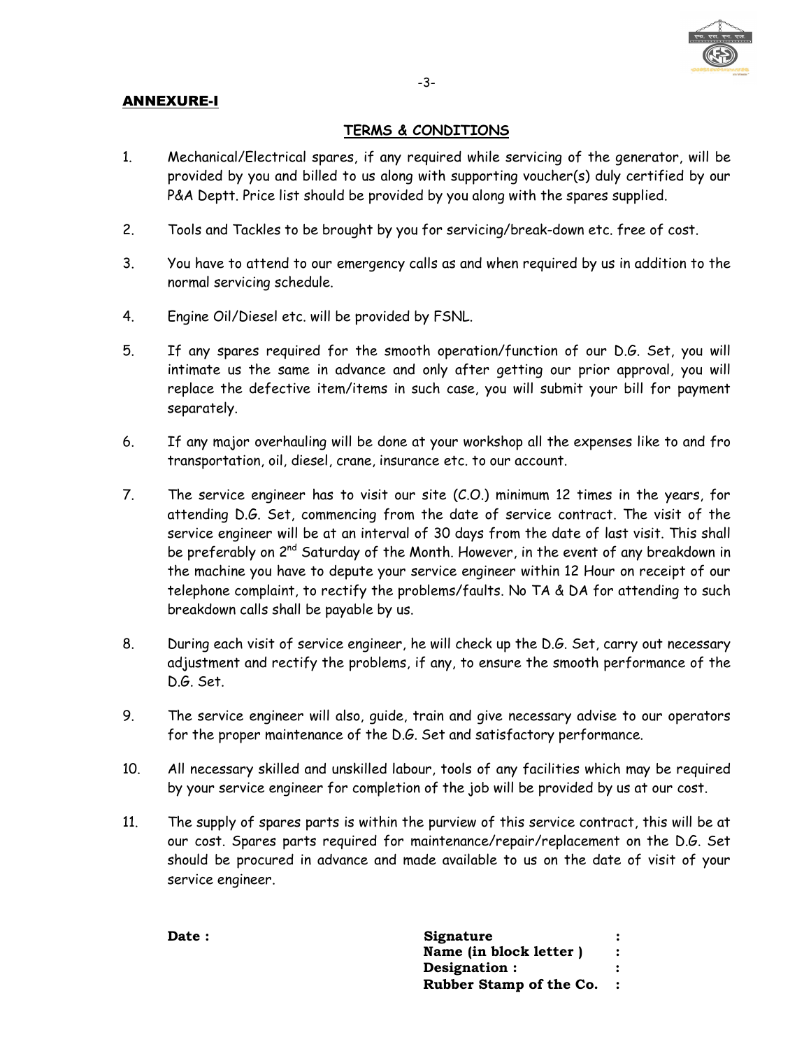**ANNEXURE-I**

## TERMS & CONDITIONS

1. Mechanical/Electrical spares, if any required while servicing of the generator, will be provided by you and billed to us along with supporting voucher(s) duly certified by our P&A Deptt. Price list should be provided by you along with the spares supplied.

2. Tools and Tackles to be brought by you for servicing/break-down etc. free of cost.

3. You have to attend to our emergency calls as and when required by us in addition to the normal servicing schedule.

4. Engine Oil/Diesel etc. will be provided by FSNL.

5. If any spares required for the smooth operation/function of our D.G. Set, you will intimate us the same in advance and only after getting our prior approval, you will replace the defective item/items in such case, you will submit your bill for payment separately.

6. If any major overhauling will be done at your workshop all the expenses like to and fro transportation, oil, diesel, crane, insurance etc. to our account.

7. The service engineer has to visit our site (C.O.) minimum 12 times in the years, for attending D.G. Set, commencing from the date of service contract. The visit of the service engineer will be at an interval of 30 days from the date of last visit. This shall be preferably on 2nd Saturday of the Month. However, in the event of any breakdown in the machine you have to depute your service engineer within 12 Hour on receipt of our telephone complaint, to rectify the problems/faults. No TA & DA for attending to such breakdown calls shall be payable by us.

8. During each visit of service engineer, he will check up the D.G. Set, carry out necessary adjustment and rectify the problems, if any, to ensure the smooth performance of the D.G. Set.

9. The service engineer will also, guide, train and give necessary advise to our operators for the proper maintenance of the D.G. Set and satisfactory performance.

10. All necessary skilled and unskilled labour, tools of any facilities which may be required by your service engineer for completion of the job will be provided by us at our cost.

11. The supply of spares parts is within the purview of this service contract, this will be at our cost. Spares parts required for maintenance/repair/replacement on the D.G. Set should be procured in advance and made available to us on the date of visit of your service engineer.

**Date :**

**Signature :**
**Name (in block letter ) :**
**Designation : :**
**Rubber Stamp of the Co. :**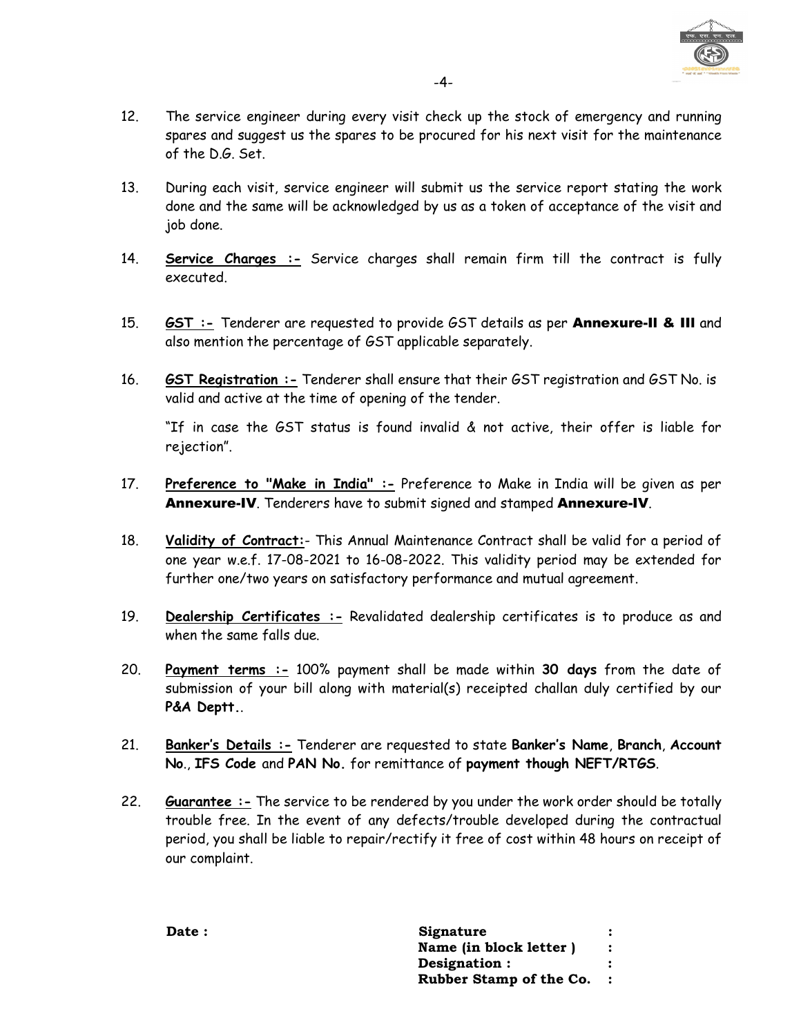12. The service engineer during every visit check up the stock of emergency and running spares and suggest us the spares to be procured for his next visit for the maintenance of the D.G. Set.

13. During each visit, service engineer will submit us the service report stating the work done and the same will be acknowledged by us as a token of acceptance of the visit and job done.

14. **Service Charges :-** Service charges shall remain firm till the contract is fully executed.

15. **GST :-** Tenderer are requested to provide GST details as per **Annexure-II & III** and also mention the percentage of GST applicable separately.

16. **GST Registration :-** Tenderer shall ensure that their GST registration and GST No. is valid and active at the time of opening of the tender.

    "If in case the GST status is found invalid & not active, their offer is liable for rejection".

17. **Preference to "Make in India" :-** Preference to Make in India will be given as per **Annexure-IV**. Tenderers have to submit signed and stamped **Annexure-IV**.

18. **Validity of Contract:**- This Annual Maintenance Contract shall be valid for a period of one year w.e.f. 17-08-2021 to 16-08-2022. This validity period may be extended for further one/two years on satisfactory performance and mutual agreement.

19. **Dealership Certificates :-** Revalidated dealership certificates is to produce as and when the same falls due.

20. **Payment terms :-** 100% payment shall be made within **30 days** from the date of submission of your bill along with material(s) receipted challan duly certified by our **P&A Deptt.**.

21. **Banker's Details :-** Tenderer are requested to state **Banker's Name**, **Branch**, **Account No.**, **IFS Code** and **PAN No.** for remittance of **payment though NEFT/RTGS**.

22. **Guarantee :-** The service to be rendered by you under the work order should be totally trouble free. In the event of any defects/trouble developed during the contractual period, you shall be liable to repair/rectify it free of cost within 48 hours on receipt of our complaint.

**Date :**

**Signature :**
**Name (in block letter ) :**
**Designation : :**
**Rubber Stamp of the Co. :**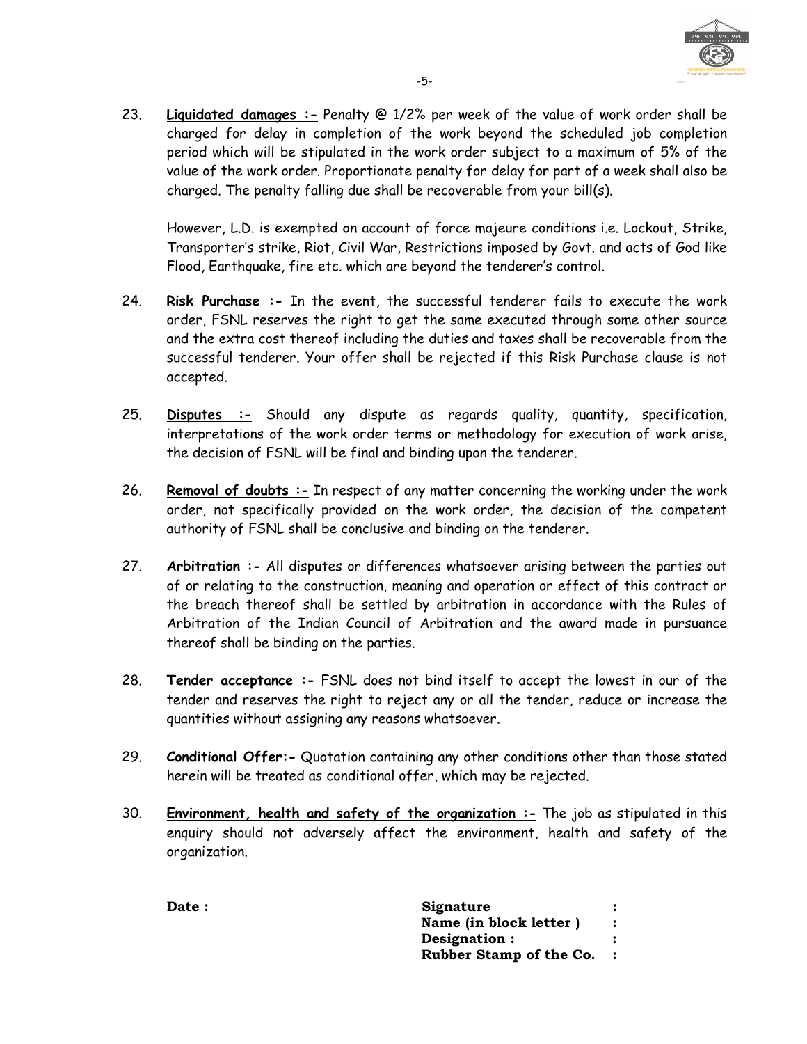23. **Liquidated damages :-** Penalty @ 1/2% per week of the value of work order shall be charged for delay in completion of the work beyond the scheduled job completion period which will be stipulated in the work order subject to a maximum of 5% of the value of the work order. Proportionate penalty for delay for part of a week shall also be charged. The penalty falling due shall be recoverable from your bill(s).

    However, L.D. is exempted on account of force majeure conditions i.e. Lockout, Strike, Transporter's strike, Riot, Civil War, Restrictions imposed by Govt. and acts of God like Flood, Earthquake, fire etc. which are beyond the tenderer's control.

24. **Risk Purchase :-** In the event, the successful tenderer fails to execute the work order, FSNL reserves the right to get the same executed through some other source and the extra cost thereof including the duties and taxes shall be recoverable from the successful tenderer. Your offer shall be rejected if this Risk Purchase clause is not accepted.

25. **Disputes :-** Should any dispute as regards quality, quantity, specification, interpretations of the work order terms or methodology for execution of work arise, the decision of FSNL will be final and binding upon the tenderer.

26. **Removal of doubts :-** In respect of any matter concerning the working under the work order, not specifically provided on the work order, the decision of the competent authority of FSNL shall be conclusive and binding on the tenderer.

27. **Arbitration :-** All disputes or differences whatsoever arising between the parties out of or relating to the construction, meaning and operation or effect of this contract or the breach thereof shall be settled by arbitration in accordance with the Rules of Arbitration of the Indian Council of Arbitration and the award made in pursuance thereof shall be binding on the parties.

28. **Tender acceptance :-** FSNL does not bind itself to accept the lowest in our of the tender and reserves the right to reject any or all the tender, reduce or increase the quantities without assigning any reasons whatsoever.

29. **Conditional Offer:-** Quotation containing any other conditions other than those stated herein will be treated as conditional offer, which may be rejected.

30. **Environment, health and safety of the organization :-** The job as stipulated in this enquiry should not adversely affect the environment, health and safety of the organization.

**Date :**

**Signature :**
**Name (in block letter ) :**
**Designation : :**
**Rubber Stamp of the Co. :**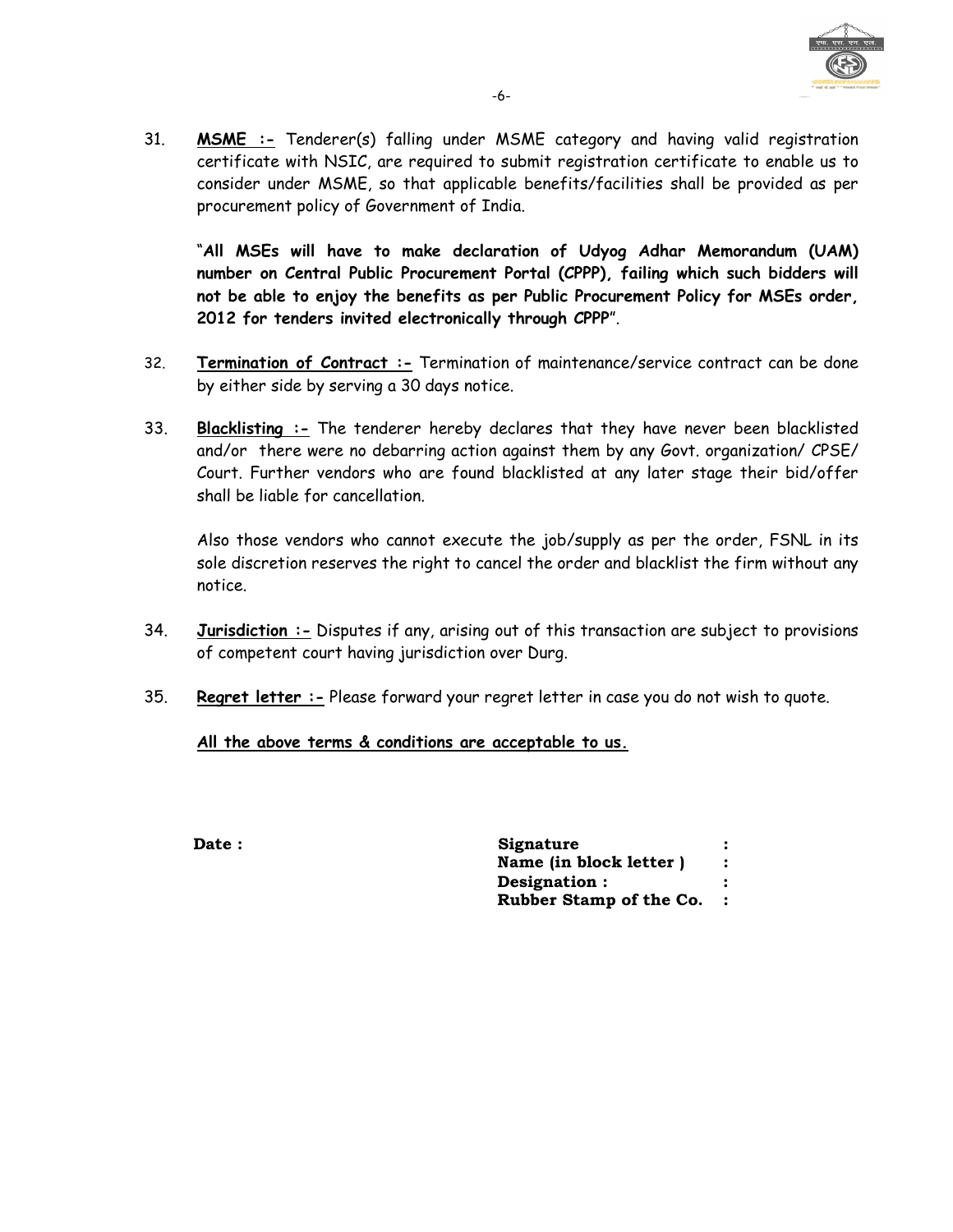31. **MSME :-** Tenderer(s) falling under MSME category and having valid registration certificate with NSIC, are required to submit registration certificate to enable us to consider under MSME, so that applicable benefits/facilities shall be provided as per procurement policy of Government of India.

    "**All MSEs will have to make declaration of Udyog Adhar Memorandum (UAM) number on Central Public Procurement Portal (CPPP), failing which such bidders will not be able to enjoy the benefits as per Public Procurement Policy for MSEs order, 2012 for tenders invited electronically through CPPP**".

32. **Termination of Contract :-** Termination of maintenance/service contract can be done by either side by serving a 30 days notice.

33. **Blacklisting :-** The tenderer hereby declares that they have never been blacklisted and/or there were no debarring action against them by any Govt. organization/ CPSE/ Court. Further vendors who are found blacklisted at any later stage their bid/offer shall be liable for cancellation.

    Also those vendors who cannot execute the job/supply as per the order, FSNL in its sole discretion reserves the right to cancel the order and blacklist the firm without any notice.

34. **Jurisdiction :-** Disputes if any, arising out of this transaction are subject to provisions of competent court having jurisdiction over Durg.

35. **Regret letter :-** Please forward your regret letter in case you do not wish to quote.

**All the above terms & conditions are acceptable to us.**

**Date :**

**Signature :**

**Name (in block letter ) :**

**Designation : :**

**Rubber Stamp of the Co. :**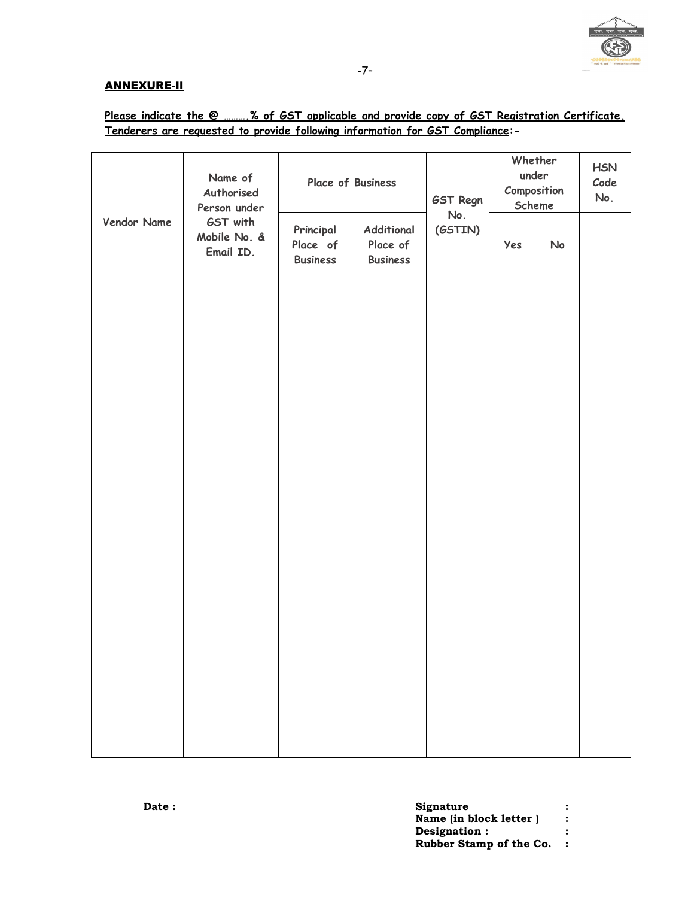## ANNEXURE-II

**Please indicate the @ ……….% of GST applicable and provide copy of GST Registration Certificate. Tenderers are requested to provide following information for GST Compliance:-**

| Vendor Name | Name of Authorised Person under GST with Mobile No. & Email ID. | Place of Business | | GST Regn No. (GSTIN) | Whether under Composition Scheme | | HSN Code No. |
|---|---|---|---|---|---|---|---|
| | | Principal Place of Business | Additional Place of Business | | Yes | No | |
| | | | | | | | |

**Date :**

**Signature :**
**Name (in block letter ) :**
**Designation : :**
**Rubber Stamp of the Co. :**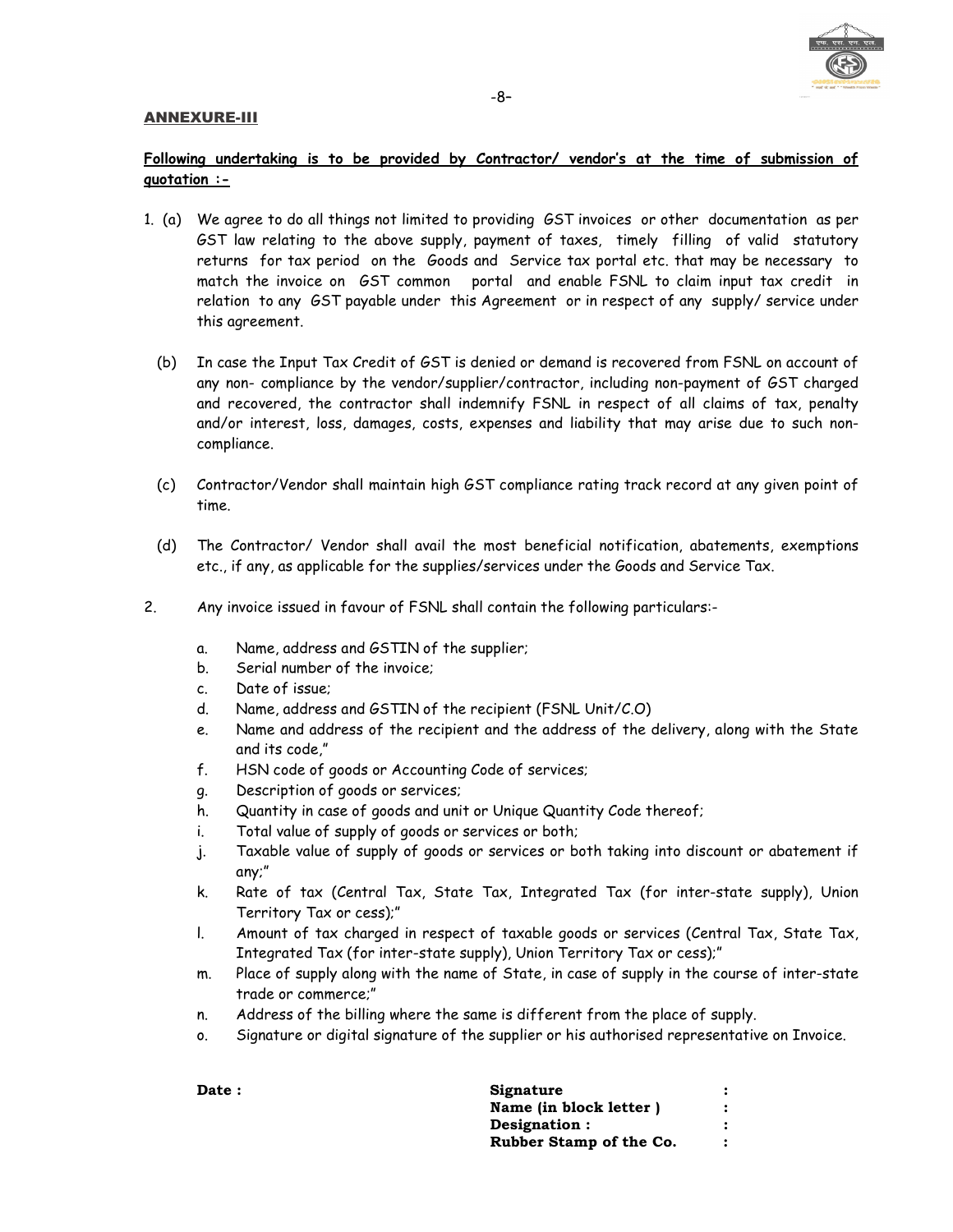## ANNEXURE-III

**Following undertaking is to be provided by Contractor/ vendor's at the time of submission of quotation :-**

1. (a) We agree to do all things not limited to providing GST invoices or other documentation as per GST law relating to the above supply, payment of taxes, timely filling of valid statutory returns for tax period on the Goods and Service tax portal etc. that may be necessary to match the invoice on GST common portal and enable FSNL to claim input tax credit in relation to any GST payable under this Agreement or in respect of any supply/ service under this agreement.

   (b) In case the Input Tax Credit of GST is denied or demand is recovered from FSNL on account of any non- compliance by the vendor/supplier/contractor, including non-payment of GST charged and recovered, the contractor shall indemnify FSNL in respect of all claims of tax, penalty and/or interest, loss, damages, costs, expenses and liability that may arise due to such non-compliance.

   (c) Contractor/Vendor shall maintain high GST compliance rating track record at any given point of time.

   (d) The Contractor/ Vendor shall avail the most beneficial notification, abatements, exemptions etc., if any, as applicable for the supplies/services under the Goods and Service Tax.

2. Any invoice issued in favour of FSNL shall contain the following particulars:-

   a. Name, address and GSTIN of the supplier;
   b. Serial number of the invoice;
   c. Date of issue;
   d. Name, address and GSTIN of the recipient (FSNL Unit/C.O)
   e. Name and address of the recipient and the address of the delivery, along with the State and its code,"
   f. HSN code of goods or Accounting Code of services;
   g. Description of goods or services;
   h. Quantity in case of goods and unit or Unique Quantity Code thereof;
   i. Total value of supply of goods or services or both;
   j. Taxable value of supply of goods or services or both taking into discount or abatement if any;"
   k. Rate of tax (Central Tax, State Tax, Integrated Tax (for inter-state supply), Union Territory Tax or cess);"
   l. Amount of tax charged in respect of taxable goods or services (Central Tax, State Tax, Integrated Tax (for inter-state supply), Union Territory Tax or cess);"
   m. Place of supply along with the name of State, in case of supply in the course of inter-state trade or commerce;"
   n. Address of the billing where the same is different from the place of supply.
   o. Signature or digital signature of the supplier or his authorised representative on Invoice.

**Date :**

**Signature** :
**Name (in block letter )** :
**Designation :** :
**Rubber Stamp of the Co.** :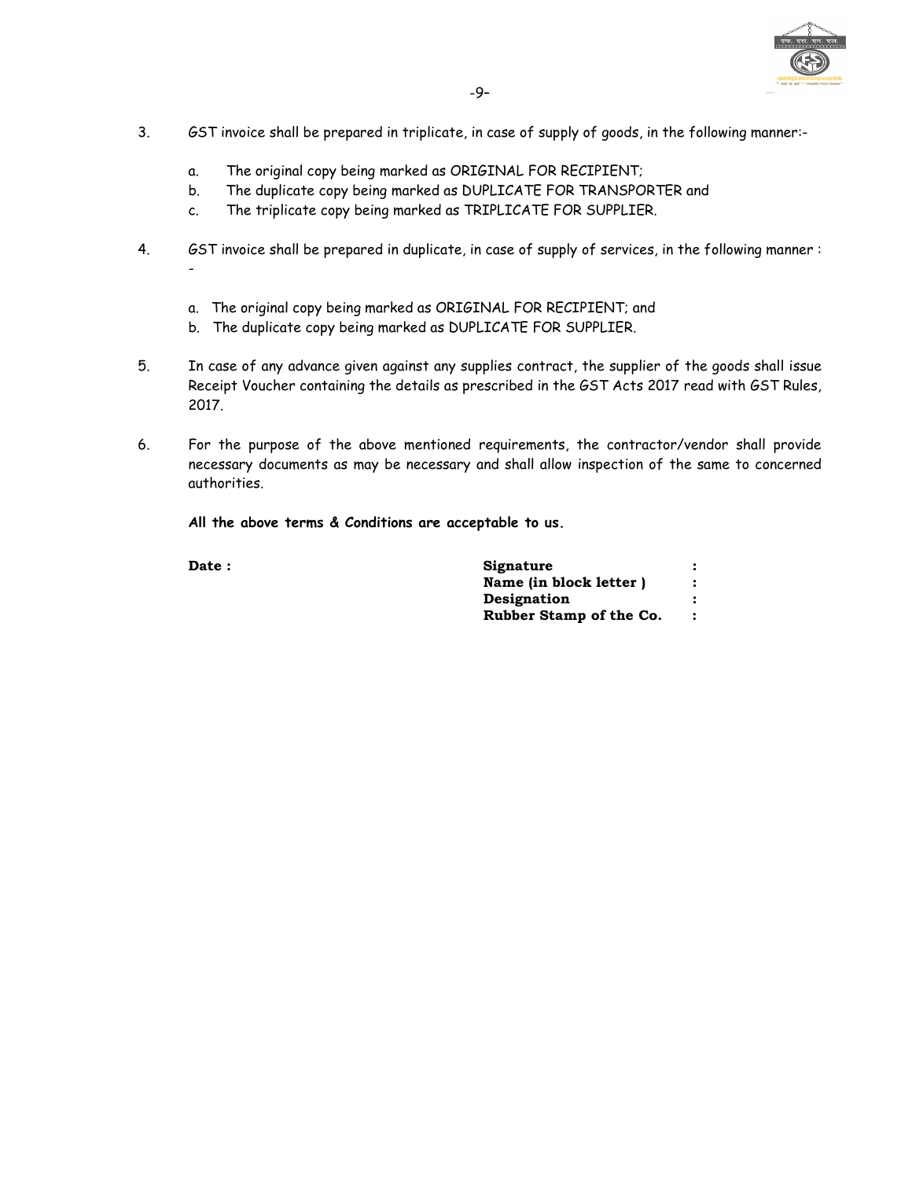3. GST invoice shall be prepared in triplicate, in case of supply of goods, in the following manner:-

   a. The original copy being marked as ORIGINAL FOR RECIPIENT;
   b. The duplicate copy being marked as DUPLICATE FOR TRANSPORTER and
   c. The triplicate copy being marked as TRIPLICATE FOR SUPPLIER.

4. GST invoice shall be prepared in duplicate, in case of supply of services, in the following manner :-

   a. The original copy being marked as ORIGINAL FOR RECIPIENT; and
   b. The duplicate copy being marked as DUPLICATE FOR SUPPLIER.

5. In case of any advance given against any supplies contract, the supplier of the goods shall issue Receipt Voucher containing the details as prescribed in the GST Acts 2017 read with GST Rules, 2017.

6. For the purpose of the above mentioned requirements, the contractor/vendor shall provide necessary documents as may be necessary and shall allow inspection of the same to concerned authorities.

**All the above terms & Conditions are acceptable to us.**

**Date :**

**Signature** :

**Name (in block letter )** :

**Designation** :

**Rubber Stamp of the Co.** :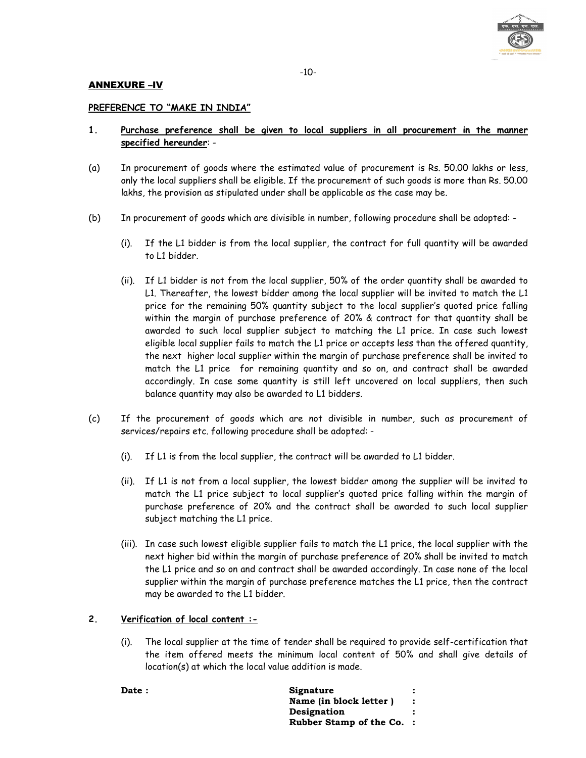## ANNEXURE –IV

### PREFERENCE TO "MAKE IN INDIA"

**1. Purchase preference shall be given to local suppliers in all procurement in the manner specified hereunder**: -

(a) In procurement of goods where the estimated value of procurement is Rs. 50.00 lakhs or less, only the local suppliers shall be eligible. If the procurement of such goods is more than Rs. 50.00 lakhs, the provision as stipulated under shall be applicable as the case may be.

(b) In procurement of goods which are divisible in number, following procedure shall be adopted: -

(i). If the L1 bidder is from the local supplier, the contract for full quantity will be awarded to L1 bidder.

(ii). If L1 bidder is not from the local supplier, 50% of the order quantity shall be awarded to L1. Thereafter, the lowest bidder among the local supplier will be invited to match the L1 price for the remaining 50% quantity subject to the local supplier's quoted price falling within the margin of purchase preference of 20% & contract for that quantity shall be awarded to such local supplier subject to matching the L1 price. In case such lowest eligible local supplier fails to match the L1 price or accepts less than the offered quantity, the next higher local supplier within the margin of purchase preference shall be invited to match the L1 price for remaining quantity and so on, and contract shall be awarded accordingly. In case some quantity is still left uncovered on local suppliers, then such balance quantity may also be awarded to L1 bidders.

(c) If the procurement of goods which are not divisible in number, such as procurement of services/repairs etc. following procedure shall be adopted: -

(i). If L1 is from the local supplier, the contract will be awarded to L1 bidder.

(ii). If L1 is not from a local supplier, the lowest bidder among the supplier will be invited to match the L1 price subject to local supplier's quoted price falling within the margin of purchase preference of 20% and the contract shall be awarded to such local supplier subject matching the L1 price.

(iii). In case such lowest eligible supplier fails to match the L1 price, the local supplier with the next higher bid within the margin of purchase preference of 20% shall be invited to match the L1 price and so on and contract shall be awarded accordingly. In case none of the local supplier within the margin of purchase preference matches the L1 price, then the contract may be awarded to the L1 bidder.

**2. Verification of local content :-**

(i). The local supplier at the time of tender shall be required to provide self-certification that the item offered meets the minimum local content of 50% and shall give details of location(s) at which the local value addition is made.

**Date :**

**Signature :**
**Name (in block letter ) :**
**Designation :**
**Rubber Stamp of the Co. :**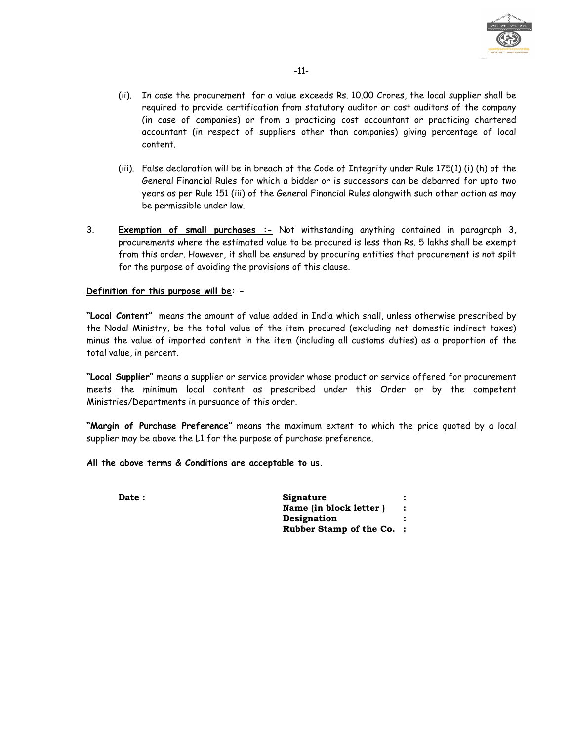(ii). In case the procurement for a value exceeds Rs. 10.00 Crores, the local supplier shall be required to provide certification from statutory auditor or cost auditors of the company (in case of companies) or from a practicing cost accountant or practicing chartered accountant (in respect of suppliers other than companies) giving percentage of local content.

(iii). False declaration will be in breach of the Code of Integrity under Rule 175(1) (i) (h) of the General Financial Rules for which a bidder or is successors can be debarred for upto two years as per Rule 151 (iii) of the General Financial Rules alongwith such other action as may be permissible under law.

3. **Exemption of small purchases :-** Not withstanding anything contained in paragraph 3, procurements where the estimated value to be procured is less than Rs. 5 lakhs shall be exempt from this order. However, it shall be ensured by procuring entities that procurement is not spilt for the purpose of avoiding the provisions of this clause.

**Definition for this purpose will be: -**

**"Local Content"** means the amount of value added in India which shall, unless otherwise prescribed by the Nodal Ministry, be the total value of the item procured (excluding net domestic indirect taxes) minus the value of imported content in the item (including all customs duties) as a proportion of the total value, in percent.

**"Local Supplier"** means a supplier or service provider whose product or service offered for procurement meets the minimum local content as prescribed under this Order or by the competent Ministries/Departments in pursuance of this order.

**"Margin of Purchase Preference"** means the maximum extent to which the price quoted by a local supplier may be above the L1 for the purpose of purchase preference.

**All the above terms & Conditions are acceptable to us.**

**Date :**

**Signature :**
**Name (in block letter ) :**
**Designation :**
**Rubber Stamp of the Co. :**